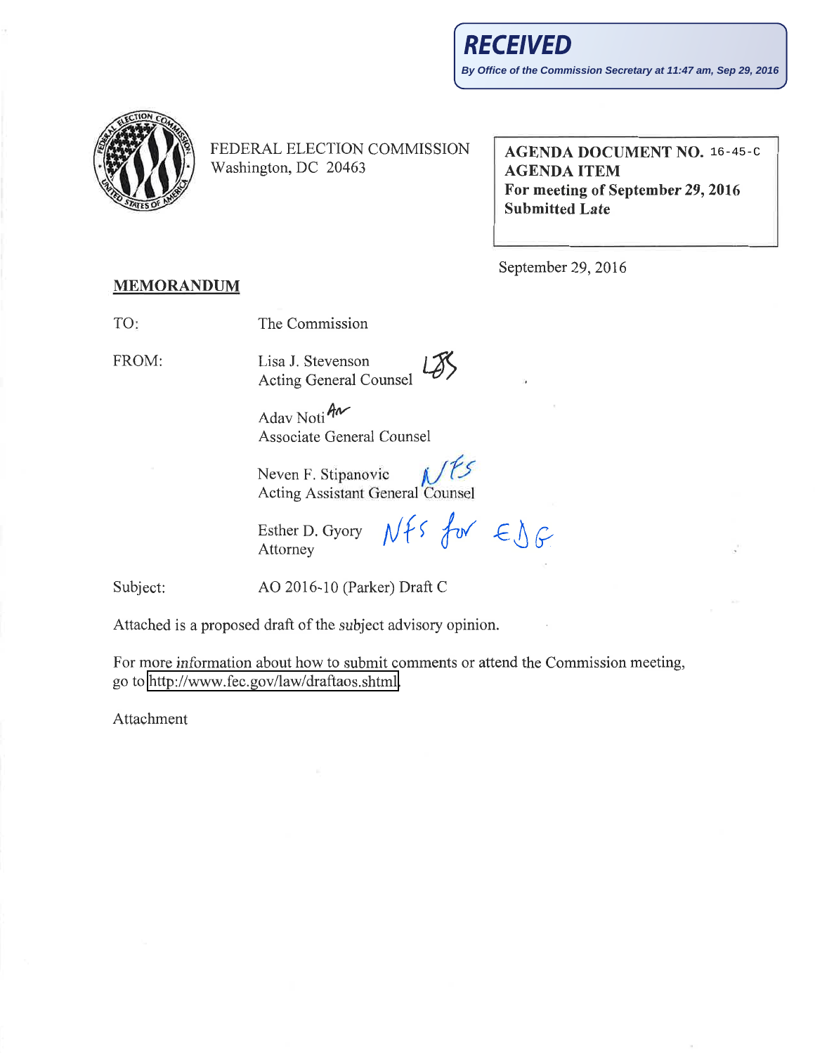**RECEIVED**

*By Office of the Commission Secretary at 11:47 am, Sep 29, 2016*

FEDERAL ELECTION COMMISSION
Washington, DC 20463

**AGENDA DOCUMENT NO. 16-45-C**
**AGENDA ITEM**
**For meeting of September 29, 2016**
**Submitted Late**

September 29, 2016

**MEMORANDUM**

TO: The Commission

FROM: Lisa J. Stevenson
Acting General Counsel

Adav Noti
Associate General Counsel

Neven F. Stipanovic
Acting Assistant General Counsel

Esther D. Gyory
Attorney

Subject: AO 2016-10 (Parker) Draft C

Attached is a proposed draft of the subject advisory opinion.

For more information about how to submit comments or attend the Commission meeting, go to http://www.fec.gov/law/draftaos.shtml.

Attachment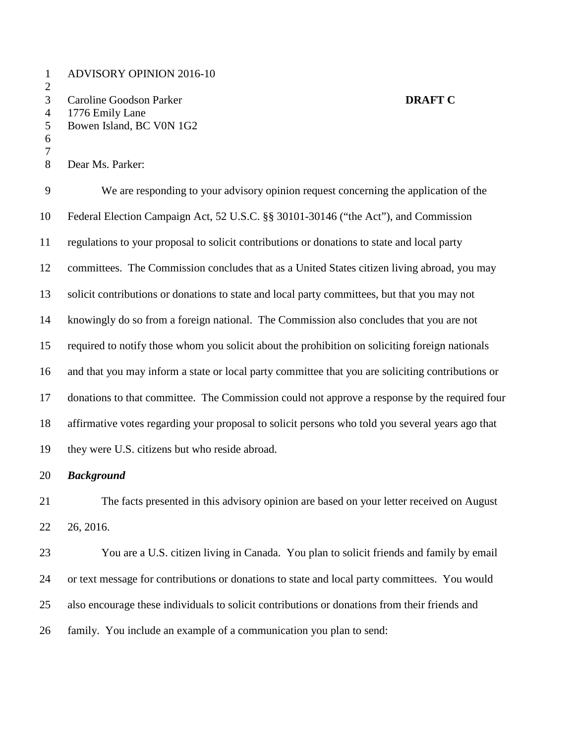ADVISORY OPINION 2016-10

Caroline Goodson Parker
1776 Emily Lane
Bowen Island, BC V0N 1G2

**DRAFT C**

Dear Ms. Parker:

We are responding to your advisory opinion request concerning the application of the Federal Election Campaign Act, 52 U.S.C. §§ 30101-30146 ("the Act"), and Commission regulations to your proposal to solicit contributions or donations to state and local party committees. The Commission concludes that as a United States citizen living abroad, you may solicit contributions or donations to state and local party committees, but that you may not knowingly do so from a foreign national. The Commission also concludes that you are not required to notify those whom you solicit about the prohibition on soliciting foreign nationals and that you may inform a state or local party committee that you are soliciting contributions or donations to that committee. The Commission could not approve a response by the required four affirmative votes regarding your proposal to solicit persons who told you several years ago that they were U.S. citizens but who reside abroad.

***Background***

The facts presented in this advisory opinion are based on your letter received on August 26, 2016.

You are a U.S. citizen living in Canada. You plan to solicit friends and family by email or text message for contributions or donations to state and local party committees. You would also encourage these individuals to solicit contributions or donations from their friends and family. You include an example of a communication you plan to send: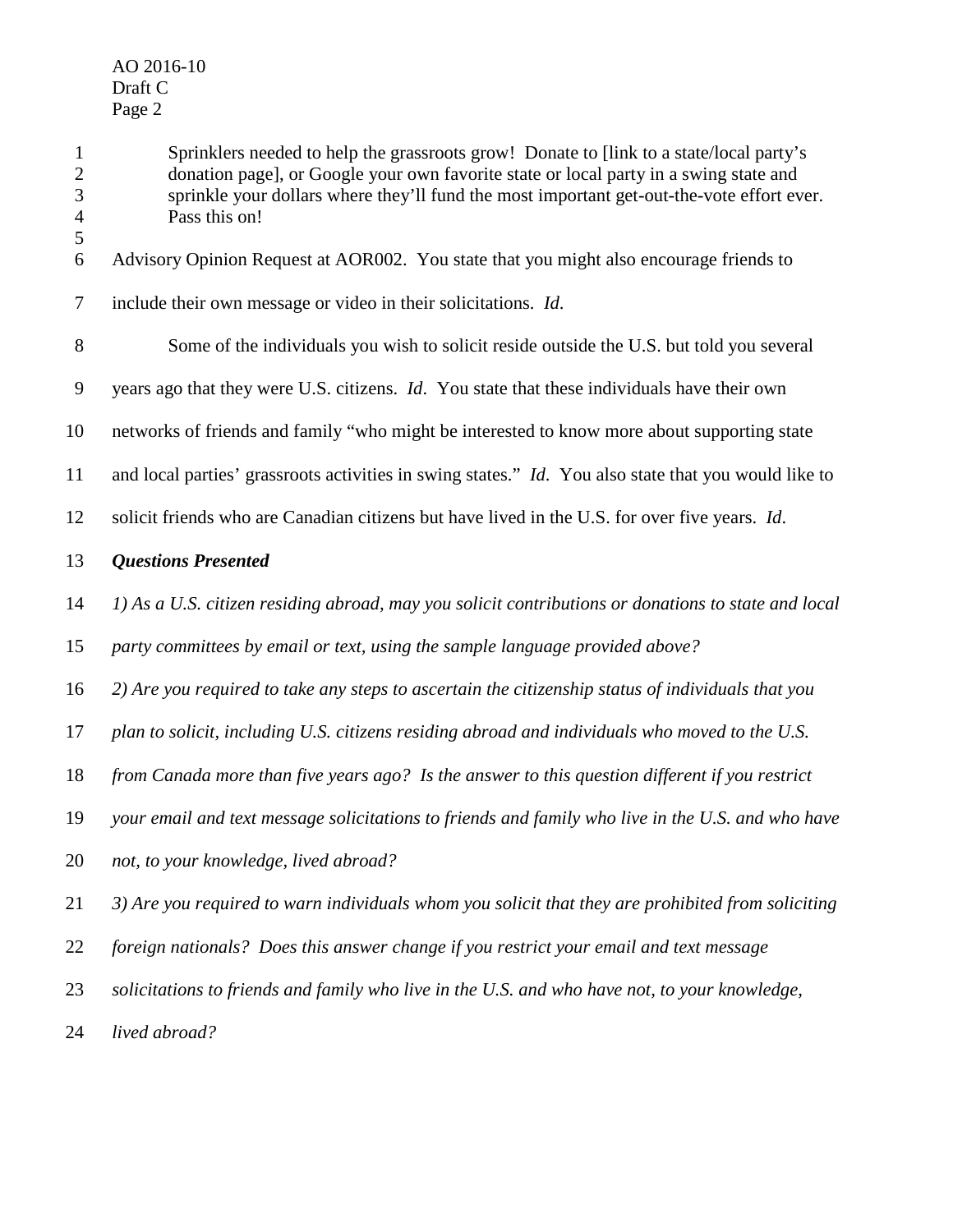> Sprinklers needed to help the grassroots grow! Donate to [link to a state/local party's donation page], or Google your own favorite state or local party in a swing state and sprinkle your dollars where they'll fund the most important get-out-the-vote effort ever. Pass this on!

Advisory Opinion Request at AOR002. You state that you might also encourage friends to include their own message or video in their solicitations. *Id*.

Some of the individuals you wish to solicit reside outside the U.S. but told you several years ago that they were U.S. citizens. *Id*. You state that these individuals have their own networks of friends and family "who might be interested to know more about supporting state and local parties' grassroots activities in swing states." *Id*. You also state that you would like to solicit friends who are Canadian citizens but have lived in the U.S. for over five years. *Id*.

***Questions Presented***

*1) As a U.S. citizen residing abroad, may you solicit contributions or donations to state and local party committees by email or text, using the sample language provided above?*

*2) Are you required to take any steps to ascertain the citizenship status of individuals that you plan to solicit, including U.S. citizens residing abroad and individuals who moved to the U.S. from Canada more than five years ago? Is the answer to this question different if you restrict your email and text message solicitations to friends and family who live in the U.S. and who have not, to your knowledge, lived abroad?*

*3) Are you required to warn individuals whom you solicit that they are prohibited from soliciting foreign nationals? Does this answer change if you restrict your email and text message solicitations to friends and family who live in the U.S. and who have not, to your knowledge, lived abroad?*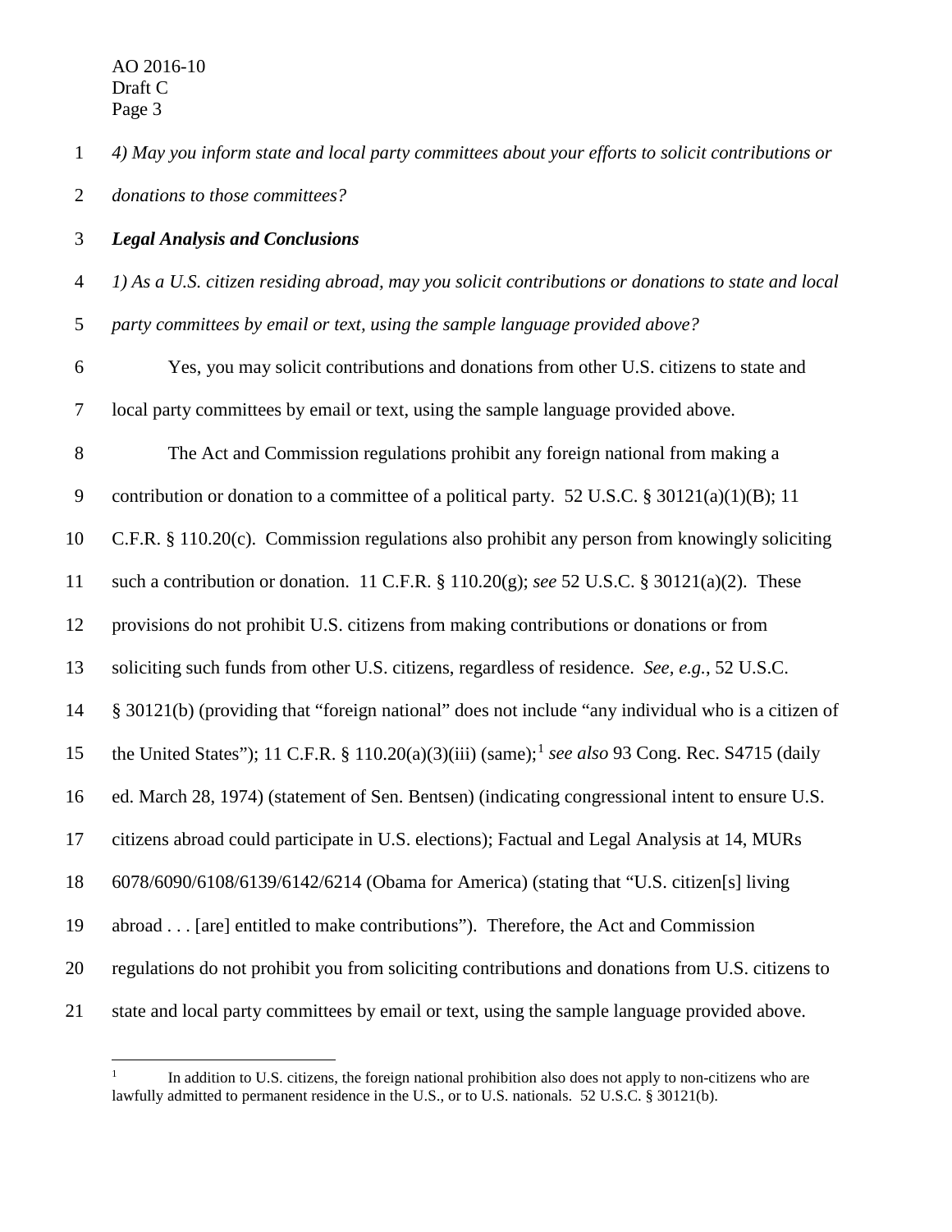*4) May you inform state and local party committees about your efforts to solicit contributions or donations to those committees?*

***Legal Analysis and Conclusions***

*1) As a U.S. citizen residing abroad, may you solicit contributions or donations to state and local party committees by email or text, using the sample language provided above?*

Yes, you may solicit contributions and donations from other U.S. citizens to state and local party committees by email or text, using the sample language provided above.

The Act and Commission regulations prohibit any foreign national from making a contribution or donation to a committee of a political party. 52 U.S.C. § 30121(a)(1)(B); 11 C.F.R. § 110.20(c). Commission regulations also prohibit any person from knowingly soliciting such a contribution or donation. 11 C.F.R. § 110.20(g); *see* 52 U.S.C. § 30121(a)(2). These provisions do not prohibit U.S. citizens from making contributions or donations or from soliciting such funds from other U.S. citizens, regardless of residence. *See, e.g.*, 52 U.S.C. § 30121(b) (providing that "foreign national" does not include "any individual who is a citizen of the United States"); 11 C.F.R. § 110.20(a)(3)(iii) (same);[1] *see also* 93 Cong. Rec. S4715 (daily ed. March 28, 1974) (statement of Sen. Bentsen) (indicating congressional intent to ensure U.S. citizens abroad could participate in U.S. elections); Factual and Legal Analysis at 14, MURs 6078/6090/6108/6139/6142/6214 (Obama for America) (stating that "U.S. citizen[s] living abroad . . . [are] entitled to make contributions"). Therefore, the Act and Commission regulations do not prohibit you from soliciting contributions and donations from U.S. citizens to state and local party committees by email or text, using the sample language provided above.

[1] In addition to U.S. citizens, the foreign national prohibition also does not apply to non-citizens who are lawfully admitted to permanent residence in the U.S., or to U.S. nationals. 52 U.S.C. § 30121(b).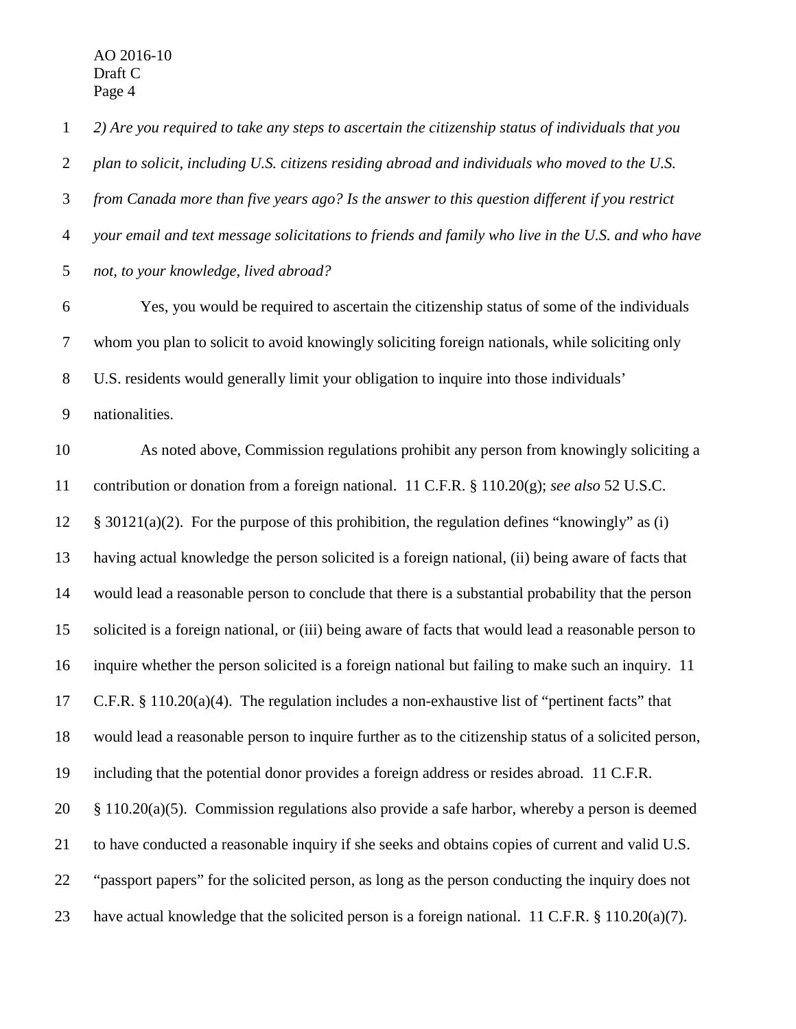*2) Are you required to take any steps to ascertain the citizenship status of individuals that you plan to solicit, including U.S. citizens residing abroad and individuals who moved to the U.S. from Canada more than five years ago? Is the answer to this question different if you restrict your email and text message solicitations to friends and family who live in the U.S. and who have not, to your knowledge, lived abroad?*

Yes, you would be required to ascertain the citizenship status of some of the individuals whom you plan to solicit to avoid knowingly soliciting foreign nationals, while soliciting only U.S. residents would generally limit your obligation to inquire into those individuals' nationalities.

As noted above, Commission regulations prohibit any person from knowingly soliciting a contribution or donation from a foreign national. 11 C.F.R. § 110.20(g); *see also* 52 U.S.C. § 30121(a)(2). For the purpose of this prohibition, the regulation defines "knowingly" as (i) having actual knowledge the person solicited is a foreign national, (ii) being aware of facts that would lead a reasonable person to conclude that there is a substantial probability that the person solicited is a foreign national, or (iii) being aware of facts that would lead a reasonable person to inquire whether the person solicited is a foreign national but failing to make such an inquiry. 11 C.F.R. § 110.20(a)(4). The regulation includes a non-exhaustive list of "pertinent facts" that would lead a reasonable person to inquire further as to the citizenship status of a solicited person, including that the potential donor provides a foreign address or resides abroad. 11 C.F.R. § 110.20(a)(5). Commission regulations also provide a safe harbor, whereby a person is deemed to have conducted a reasonable inquiry if she seeks and obtains copies of current and valid U.S. "passport papers" for the solicited person, as long as the person conducting the inquiry does not have actual knowledge that the solicited person is a foreign national. 11 C.F.R. § 110.20(a)(7).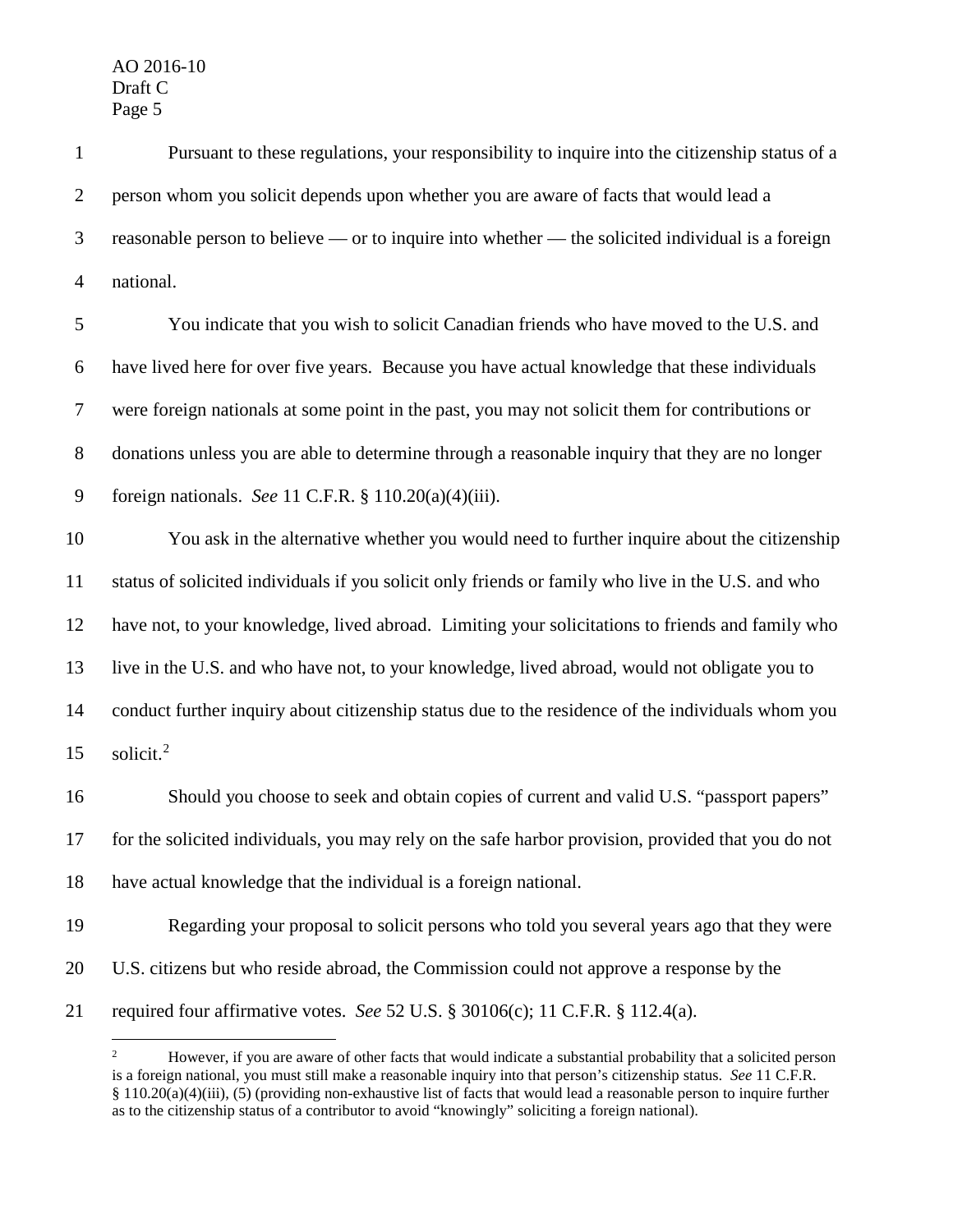Pursuant to these regulations, your responsibility to inquire into the citizenship status of a person whom you solicit depends upon whether you are aware of facts that would lead a reasonable person to believe — or to inquire into whether — the solicited individual is a foreign national.

You indicate that you wish to solicit Canadian friends who have moved to the U.S. and have lived here for over five years. Because you have actual knowledge that these individuals were foreign nationals at some point in the past, you may not solicit them for contributions or donations unless you are able to determine through a reasonable inquiry that they are no longer foreign nationals. *See* 11 C.F.R. § 110.20(a)(4)(iii).

You ask in the alternative whether you would need to further inquire about the citizenship status of solicited individuals if you solicit only friends or family who live in the U.S. and who have not, to your knowledge, lived abroad. Limiting your solicitations to friends and family who live in the U.S. and who have not, to your knowledge, lived abroad, would not obligate you to conduct further inquiry about citizenship status due to the residence of the individuals whom you solicit.[2]

Should you choose to seek and obtain copies of current and valid U.S. "passport papers" for the solicited individuals, you may rely on the safe harbor provision, provided that you do not have actual knowledge that the individual is a foreign national.

Regarding your proposal to solicit persons who told you several years ago that they were U.S. citizens but who reside abroad, the Commission could not approve a response by the required four affirmative votes. *See* 52 U.S. § 30106(c); 11 C.F.R. § 112.4(a).

---

[2] However, if you are aware of other facts that would indicate a substantial probability that a solicited person is a foreign national, you must still make a reasonable inquiry into that person's citizenship status. *See* 11 C.F.R. § 110.20(a)(4)(iii), (5) (providing non-exhaustive list of facts that would lead a reasonable person to inquire further as to the citizenship status of a contributor to avoid "knowingly" soliciting a foreign national).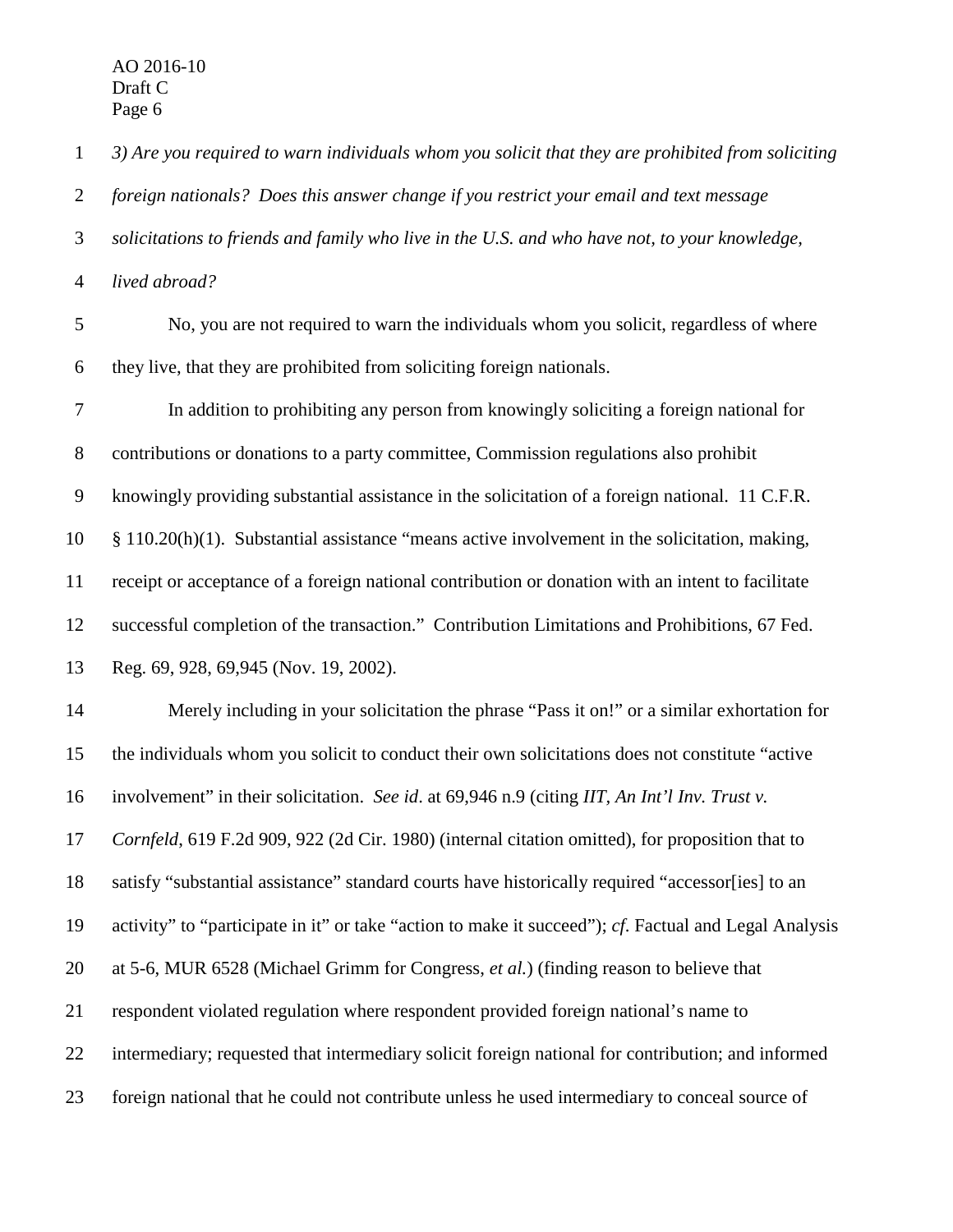*3) Are you required to warn individuals whom you solicit that they are prohibited from soliciting foreign nationals? Does this answer change if you restrict your email and text message solicitations to friends and family who live in the U.S. and who have not, to your knowledge, lived abroad?*

No, you are not required to warn the individuals whom you solicit, regardless of where they live, that they are prohibited from soliciting foreign nationals.

In addition to prohibiting any person from knowingly soliciting a foreign national for contributions or donations to a party committee, Commission regulations also prohibit knowingly providing substantial assistance in the solicitation of a foreign national. 11 C.F.R. § 110.20(h)(1). Substantial assistance "means active involvement in the solicitation, making, receipt or acceptance of a foreign national contribution or donation with an intent to facilitate successful completion of the transaction." Contribution Limitations and Prohibitions, 67 Fed. Reg. 69, 928, 69,945 (Nov. 19, 2002).

Merely including in your solicitation the phrase "Pass it on!" or a similar exhortation for the individuals whom you solicit to conduct their own solicitations does not constitute "active involvement" in their solicitation. *See id*. at 69,946 n.9 (citing *IIT, An Int'l Inv. Trust v. Cornfeld*, 619 F.2d 909, 922 (2d Cir. 1980) (internal citation omitted), for proposition that to satisfy "substantial assistance" standard courts have historically required "accessor[ies] to an activity" to "participate in it" or take "action to make it succeed"); *cf.* Factual and Legal Analysis at 5-6, MUR 6528 (Michael Grimm for Congress, *et al.*) (finding reason to believe that respondent violated regulation where respondent provided foreign national's name to intermediary; requested that intermediary solicit foreign national for contribution; and informed foreign national that he could not contribute unless he used intermediary to conceal source of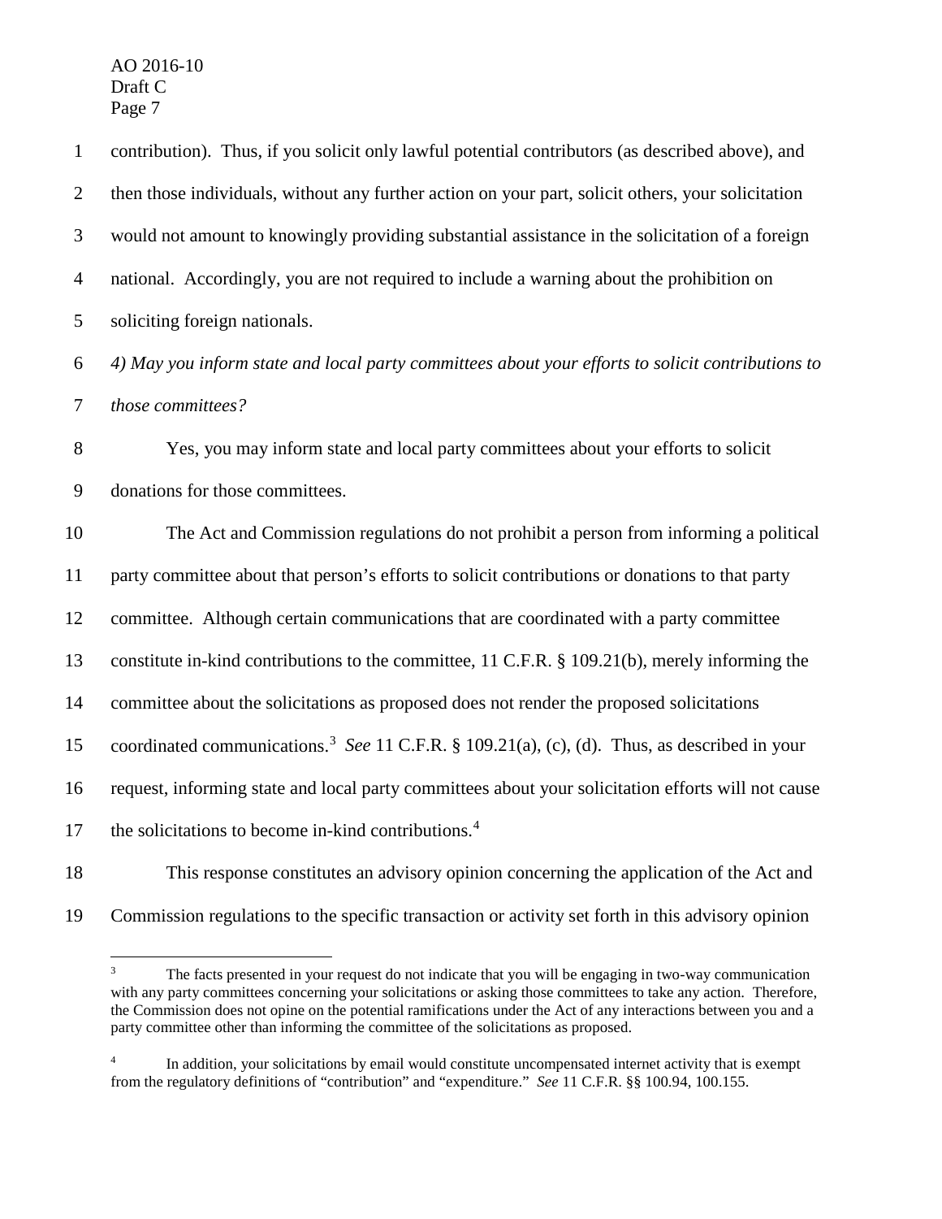contribution). Thus, if you solicit only lawful potential contributors (as described above), and then those individuals, without any further action on your part, solicit others, your solicitation would not amount to knowingly providing substantial assistance in the solicitation of a foreign national. Accordingly, you are not required to include a warning about the prohibition on soliciting foreign nationals.

*4) May you inform state and local party committees about your efforts to solicit contributions to those committees?*

Yes, you may inform state and local party committees about your efforts to solicit donations for those committees.

The Act and Commission regulations do not prohibit a person from informing a political party committee about that person's efforts to solicit contributions or donations to that party committee. Although certain communications that are coordinated with a party committee constitute in-kind contributions to the committee, 11 C.F.R. § 109.21(b), merely informing the committee about the solicitations as proposed does not render the proposed solicitations coordinated communications.[3] *See* 11 C.F.R. § 109.21(a), (c), (d). Thus, as described in your request, informing state and local party committees about your solicitation efforts will not cause the solicitations to become in-kind contributions.[4]

This response constitutes an advisory opinion concerning the application of the Act and Commission regulations to the specific transaction or activity set forth in this advisory opinion

---

[3] The facts presented in your request do not indicate that you will be engaging in two-way communication with any party committees concerning your solicitations or asking those committees to take any action. Therefore, the Commission does not opine on the potential ramifications under the Act of any interactions between you and a party committee other than informing the committee of the solicitations as proposed.

[4] In addition, your solicitations by email would constitute uncompensated internet activity that is exempt from the regulatory definitions of "contribution" and "expenditure." *See* 11 C.F.R. §§ 100.94, 100.155.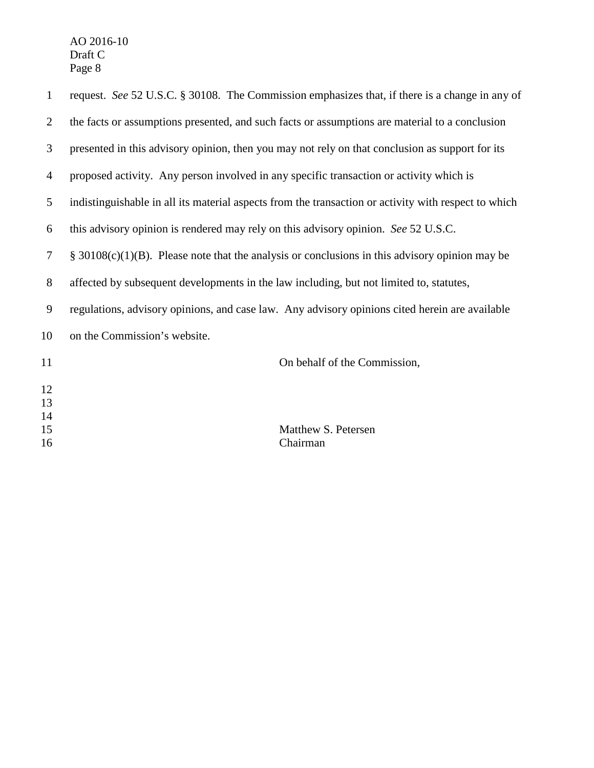request. *See* 52 U.S.C. § 30108. The Commission emphasizes that, if there is a change in any of the facts or assumptions presented, and such facts or assumptions are material to a conclusion presented in this advisory opinion, then you may not rely on that conclusion as support for its proposed activity. Any person involved in any specific transaction or activity which is indistinguishable in all its material aspects from the transaction or activity with respect to which this advisory opinion is rendered may rely on this advisory opinion. *See* 52 U.S.C. § 30108(c)(1)(B). Please note that the analysis or conclusions in this advisory opinion may be affected by subsequent developments in the law including, but not limited to, statutes, regulations, advisory opinions, and case law. Any advisory opinions cited herein are available on the Commission's website.

On behalf of the Commission,

Matthew S. Petersen
Chairman